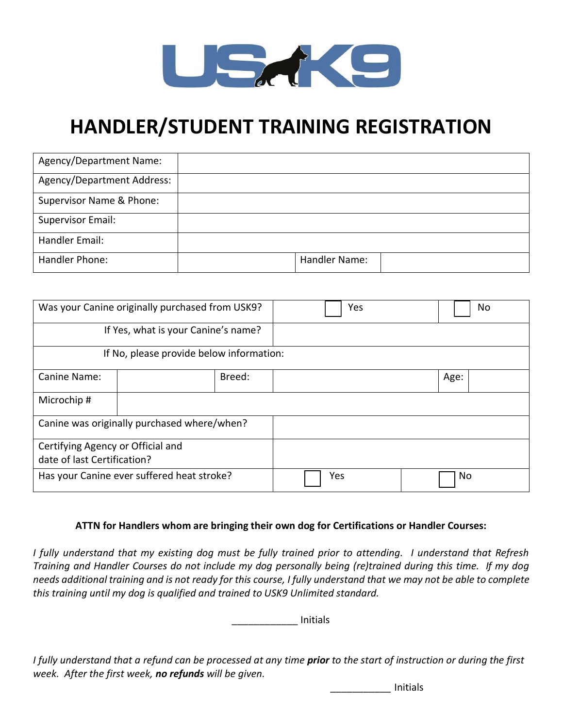# HANDLER/STUDENT TRAINING REGISTRATION

| Agency/Department Name: | | | |
|---|---|---|---|
| Agency/Department Address: | | | |
| Supervisor Name & Phone: | | | |
| Supervisor Email: | | | |
| Handler Email: | | | |
| Handler Phone: | | Handler Name: | |

| Was your Canine originally purchased from USK9? | | | ☐ Yes | | ☐ No |
|---|---|---|---|---|---|
| If Yes, what is your Canine's name? | | | | | |
| If No, please provide below information: | | | | | |
| Canine Name: | | Breed: | | Age: | |
| Microchip # | | | | | |
| Canine was originally purchased where/when? | | | | | |
| Certifying Agency or Official and date of last Certification? | | | | | |
| Has your Canine ever suffered heat stroke? | | | ☐ Yes | | ☐ No |

**ATTN for Handlers whom are bringing their own dog for Certifications or Handler Courses:**

*I fully understand that my existing dog must be fully trained prior to attending. I understand that Refresh Training and Handler Courses do not include my dog personally being (re)trained during this time. If my dog needs additional training and is not ready for this course, I fully understand that we may not be able to complete this training until my dog is qualified and trained to USK9 Unlimited standard.*

____________ Initials

*I fully understand that a refund can be processed at any time **prior** to the start of instruction or during the first week. After the first week, **no refunds** will be given.*

___________ Initials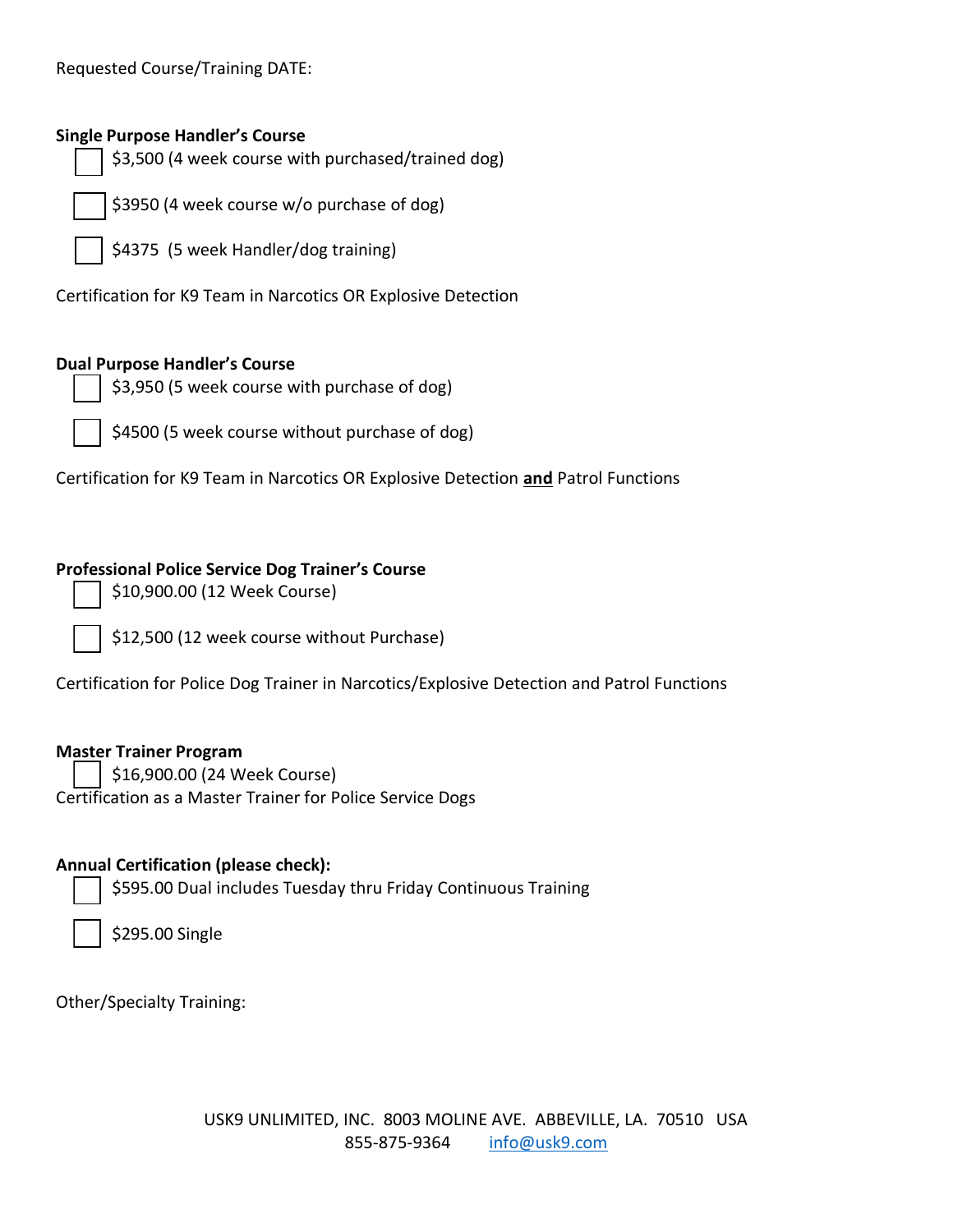Requested Course/Training DATE:

**Single Purpose Handler's Course**

- [ ] $3,500 (4 week course with purchased/trained dog)
- [ ] $3950 (4 week course w/o purchase of dog)
- [ ] $4375 (5 week Handler/dog training)

Certification for K9 Team in Narcotics OR Explosive Detection

**Dual Purpose Handler's Course**

- [ ] $3,950 (5 week course with purchase of dog)
- [ ] $4500 (5 week course without purchase of dog)

Certification for K9 Team in Narcotics OR Explosive Detection **and** Patrol Functions

**Professional Police Service Dog Trainer's Course**

- [ ] $10,900.00 (12 Week Course)
- [ ] $12,500 (12 week course without Purchase)

Certification for Police Dog Trainer in Narcotics/Explosive Detection and Patrol Functions

**Master Trainer Program**

- [ ] $16,900.00 (24 Week Course)

Certification as a Master Trainer for Police Service Dogs

**Annual Certification (please check):**

- [ ] $595.00 Dual includes Tuesday thru Friday Continuous Training
- [ ] $295.00 Single

Other/Specialty Training:

USK9 UNLIMITED, INC. 8003 MOLINE AVE. ABBEVILLE, LA. 70510 USA
855-875-9364 info@usk9.com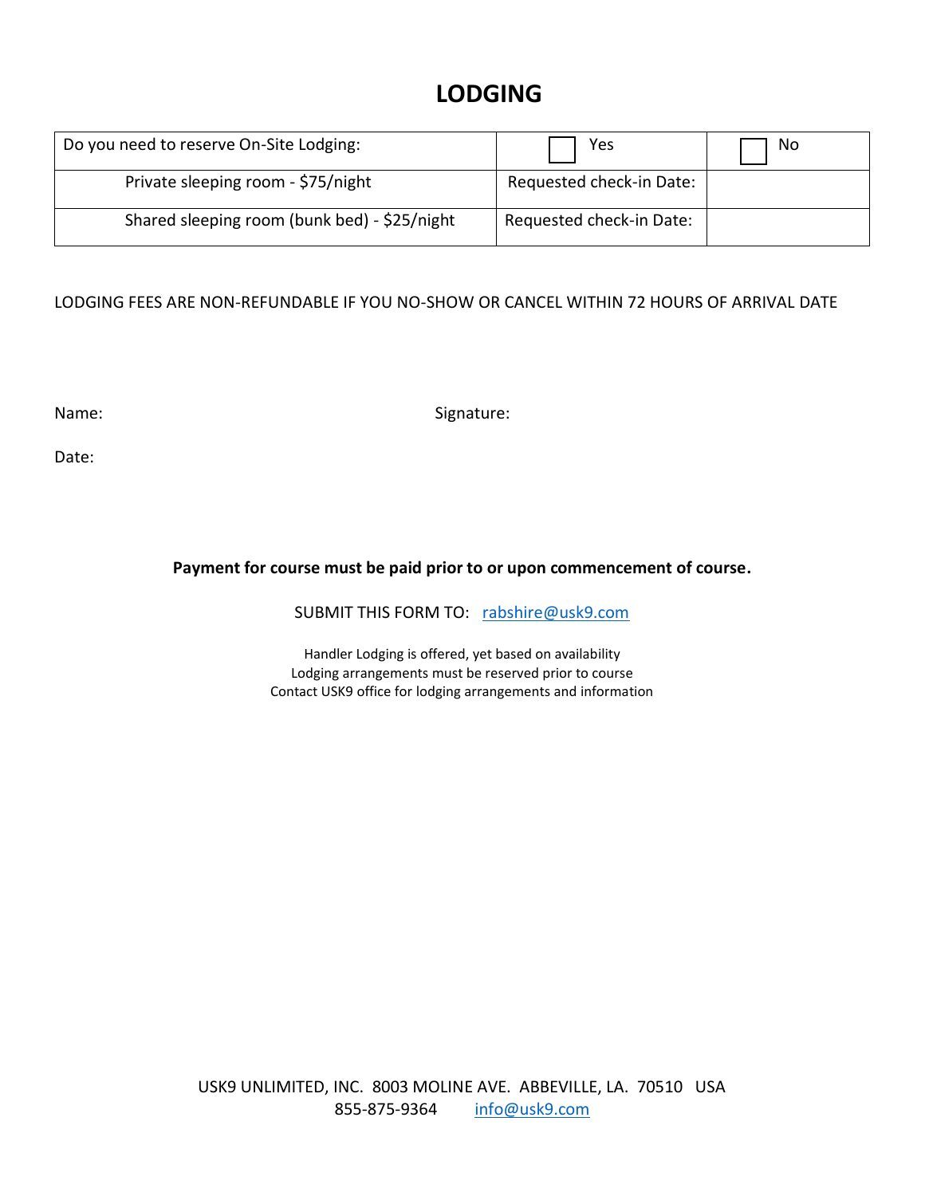# LODGING

| | | |
|---|---|---|
| Do you need to reserve On-Site Lodging: | ☐ Yes | ☐ No |
| Private sleeping room - $75/night | Requested check-in Date: | |
| Shared sleeping room (bunk bed) - $25/night | Requested check-in Date: | |

LODGING FEES ARE NON-REFUNDABLE IF YOU NO-SHOW OR CANCEL WITHIN 72 HOURS OF ARRIVAL DATE

Name: Signature:

Date:

**Payment for course must be paid prior to or upon commencement of course.**

SUBMIT THIS FORM TO: rabshire@usk9.com

Handler Lodging is offered, yet based on availability
Lodging arrangements must be reserved prior to course
Contact USK9 office for lodging arrangements and information

USK9 UNLIMITED, INC. 8003 MOLINE AVE. ABBEVILLE, LA. 70510 USA
855-875-9364 info@usk9.com